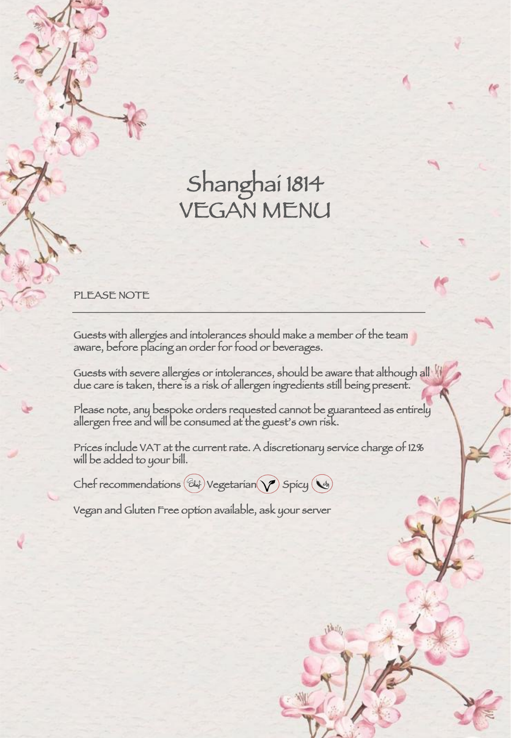# Shanghai 1814
# VEGAN MENU

PLEASE NOTE

---

Guests with allergies and intolerances should make a member of the team aware, before placing an order for food or beverages.

Guests with severe allergies or intolerances, should be aware that although all due care is taken, there is a risk of allergen ingredients still being present.

Please note, any bespoke orders requested cannot be guaranteed as entirely allergen free and will be consumed at the guest's own risk.

Prices include VAT at the current rate. A discretionary service charge of 12% will be added to your bill.

Chef recommendations (Chef) Vegetarian (V) Spicy

Vegan and Gluten Free option available, ask your server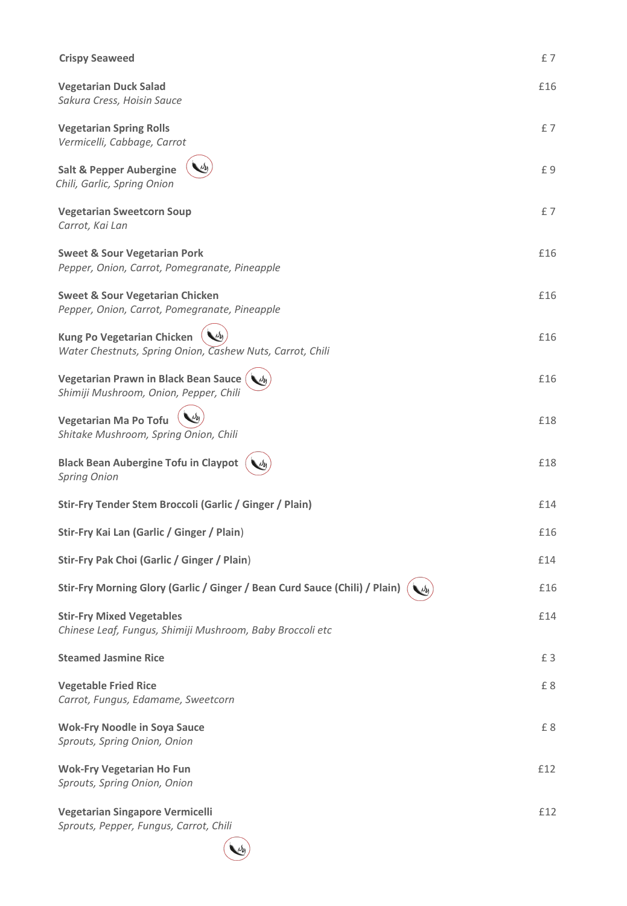**Crispy Seaweed** £ 7

**Vegetarian Duck Salad** £16
*Sakura Cress, Hoisin Sauce*

**Vegetarian Spring Rolls** £ 7
*Vermicelli, Cabbage, Carrot*

**Salt & Pepper Aubergine** £ 9
*Chili, Garlic, Spring Onion*

**Vegetarian Sweetcorn Soup** £ 7
*Carrot, Kai Lan*

**Sweet & Sour Vegetarian Pork** £16
*Pepper, Onion, Carrot, Pomegranate, Pineapple*

**Sweet & Sour Vegetarian Chicken** £16
*Pepper, Onion, Carrot, Pomegranate, Pineapple*

**Kung Po Vegetarian Chicken** £16
*Water Chestnuts, Spring Onion, Cashew Nuts, Carrot, Chili*

**Vegetarian Prawn in Black Bean Sauce** £16
*Shimiji Mushroom, Onion, Pepper, Chili*

**Vegetarian Ma Po Tofu** £18
*Shitake Mushroom, Spring Onion, Chili*

**Black Bean Aubergine Tofu in Claypot** £18
*Spring Onion*

**Stir-Fry Tender Stem Broccoli (Garlic / Ginger / Plain)** £14

**Stir-Fry Kai Lan (Garlic / Ginger / Plain)** £16

**Stir-Fry Pak Choi (Garlic / Ginger / Plain)** £14

**Stir-Fry Morning Glory (Garlic / Ginger / Bean Curd Sauce (Chili) / Plain)** £16

**Stir-Fry Mixed Vegetables** £14
*Chinese Leaf, Fungus, Shimiji Mushroom, Baby Broccoli etc*

**Steamed Jasmine Rice** £ 3

**Vegetable Fried Rice** £ 8
*Carrot, Fungus, Edamame, Sweetcorn*

**Wok-Fry Noodle in Soya Sauce** £ 8
*Sprouts, Spring Onion, Onion*

**Wok-Fry Vegetarian Ho Fun** £12
*Sprouts, Spring Onion, Onion*

**Vegetarian Singapore Vermicelli** £12
*Sprouts, Pepper, Fungus, Carrot, Chili*